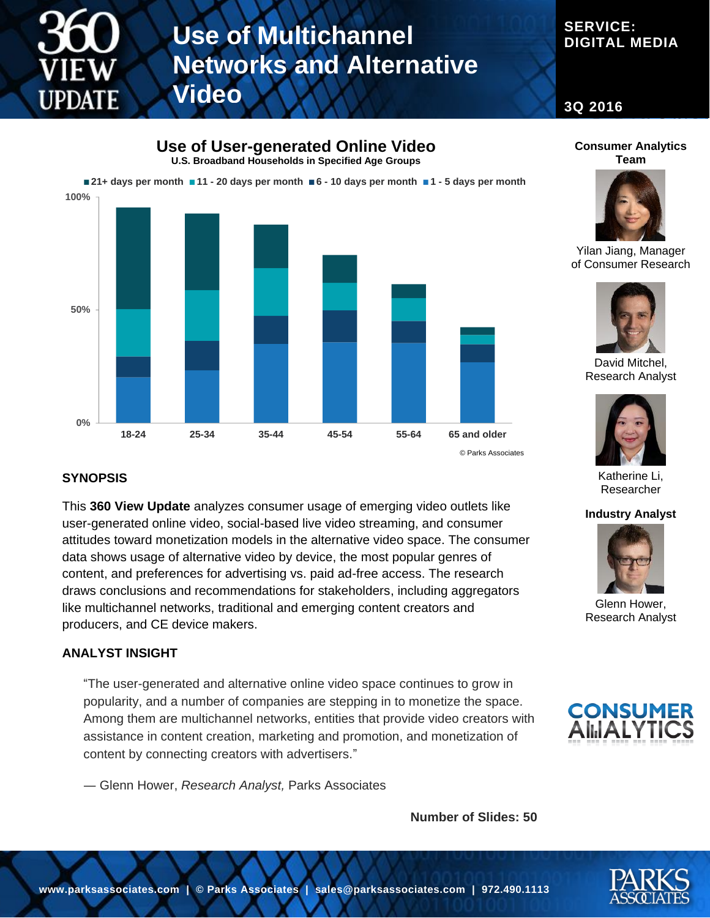# Use of Multichannel Networks and Alternative Video

**SERVICE: DIGITAL MEDIA**

**3Q 2016**

## Use of User-generated Online Video

**U.S. Broadband Households in Specified Age Groups**

■ 21+ days per month ■ 11 - 20 days per month ■ 6 - 10 days per month ■ 1 - 5 days per month

100%

50%

0%

18-24 | 25-34 | 35-44 | 45-54 | 55-64 | 65 and older

© Parks Associates

**Consumer Analytics Team**

Yilan Jiang, Manager of Consumer Research

David Mitchel, Research Analyst

Katherine Li, Researcher

**Industry Analyst**

Glenn Hower, Research Analyst

### SYNOPSIS

This **360 View Update** analyzes consumer usage of emerging video outlets like user-generated online video, social-based live video streaming, and consumer attitudes toward monetization models in the alternative video space. The consumer data shows usage of alternative video by device, the most popular genres of content, and preferences for advertising vs. paid ad-free access. The research draws conclusions and recommendations for stakeholders, including aggregators like multichannel networks, traditional and emerging content creators and producers, and CE device makers.

### ANALYST INSIGHT

"The user-generated and alternative online video space continues to grow in popularity, and a number of companies are stepping in to monetize the space. Among them are multichannel networks, entities that provide video creators with assistance in content creation, marketing and promotion, and monetization of content by connecting creators with advertisers."

— Glenn Hower, *Research Analyst,* Parks Associates

**Number of Slides: 50**

www.parksassociates.com | © Parks Associates | sales@parksassociates.com | 972.490.1113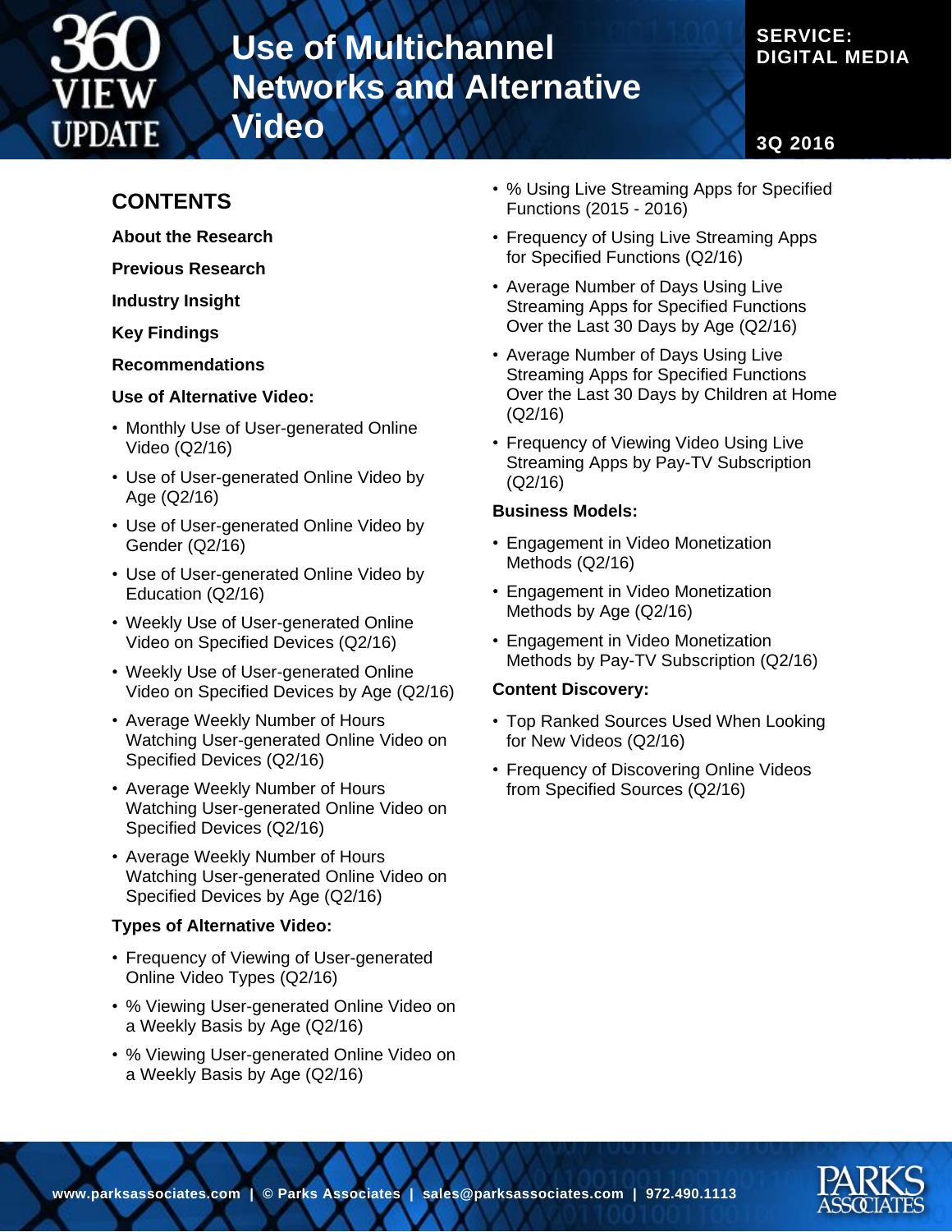# Use of Multichannel Networks and Alternative Video

**SERVICE: DIGITAL MEDIA**

**3Q 2016**

## CONTENTS

**About the Research**

**Previous Research**

**Industry Insight**

**Key Findings**

**Recommendations**

**Use of Alternative Video:**

- Monthly Use of User-generated Online Video (Q2/16)
- Use of User-generated Online Video by Age (Q2/16)
- Use of User-generated Online Video by Gender (Q2/16)
- Use of User-generated Online Video by Education (Q2/16)
- Weekly Use of User-generated Online Video on Specified Devices (Q2/16)
- Weekly Use of User-generated Online Video on Specified Devices by Age (Q2/16)
- Average Weekly Number of Hours Watching User-generated Online Video on Specified Devices (Q2/16)
- Average Weekly Number of Hours Watching User-generated Online Video on Specified Devices (Q2/16)
- Average Weekly Number of Hours Watching User-generated Online Video on Specified Devices by Age (Q2/16)

**Types of Alternative Video:**

- Frequency of Viewing of User-generated Online Video Types (Q2/16)
- % Viewing User-generated Online Video on a Weekly Basis by Age (Q2/16)
- % Viewing User-generated Online Video on a Weekly Basis by Age (Q2/16)
- % Using Live Streaming Apps for Specified Functions (2015 - 2016)
- Frequency of Using Live Streaming Apps for Specified Functions (Q2/16)
- Average Number of Days Using Live Streaming Apps for Specified Functions Over the Last 30 Days by Age (Q2/16)
- Average Number of Days Using Live Streaming Apps for Specified Functions Over the Last 30 Days by Children at Home (Q2/16)
- Frequency of Viewing Video Using Live Streaming Apps by Pay-TV Subscription (Q2/16)

**Business Models:**

- Engagement in Video Monetization Methods (Q2/16)
- Engagement in Video Monetization Methods by Age (Q2/16)
- Engagement in Video Monetization Methods by Pay-TV Subscription (Q2/16)

**Content Discovery:**

- Top Ranked Sources Used When Looking for New Videos (Q2/16)
- Frequency of Discovering Online Videos from Specified Sources (Q2/16)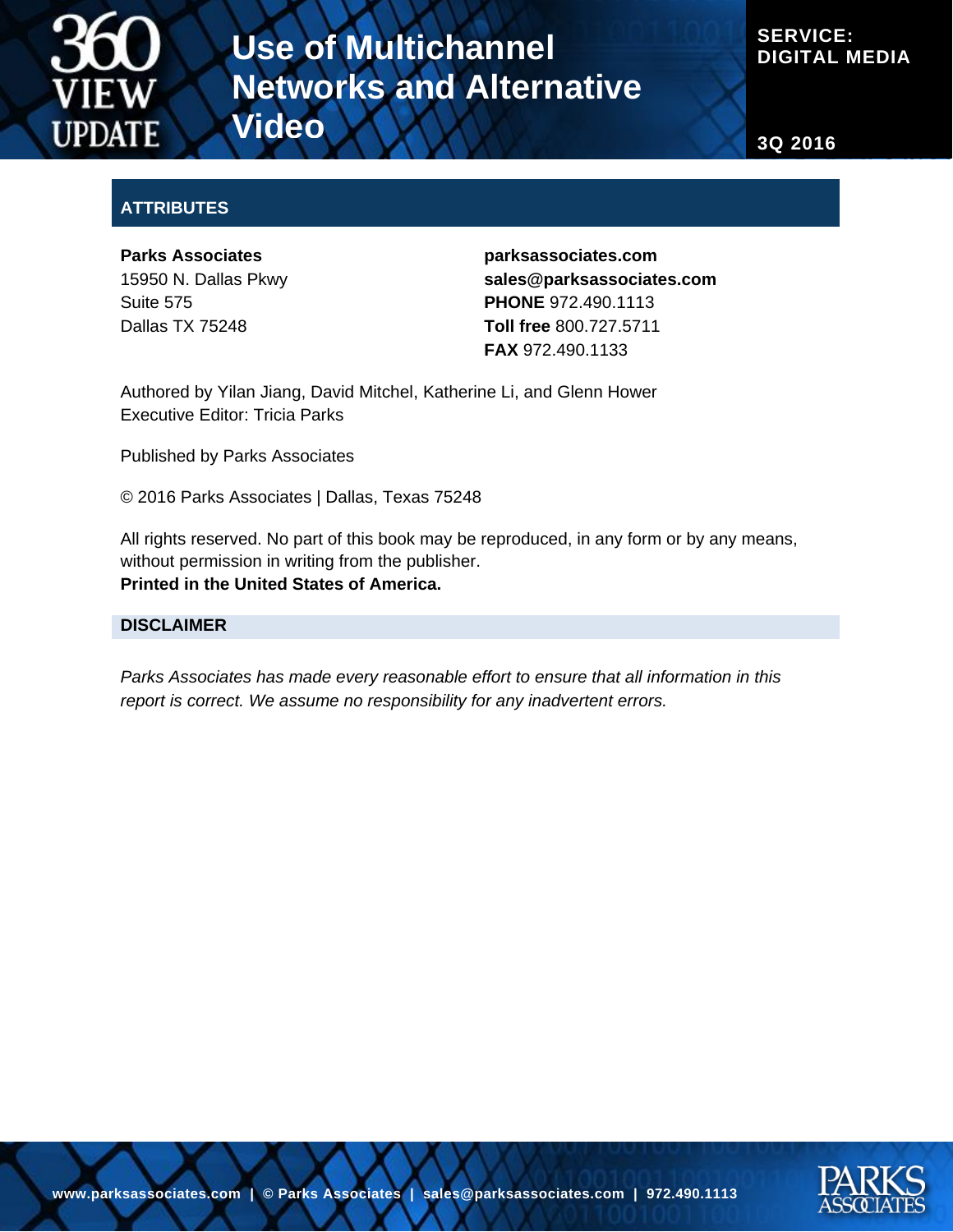# Use of Multichannel Networks and Alternative Video

**SERVICE: DIGITAL MEDIA**

**3Q 2016**

## ATTRIBUTES

**Parks Associates**
15950 N. Dallas Pkwy
Suite 575
Dallas TX 75248

**parksassociates.com**
**sales@parksassociates.com**
**PHONE** 972.490.1113
**Toll free** 800.727.5711
**FAX** 972.490.1133

Authored by Yilan Jiang, David Mitchel, Katherine Li, and Glenn Hower
Executive Editor: Tricia Parks

Published by Parks Associates

© 2016 Parks Associates | Dallas, Texas 75248

All rights reserved. No part of this book may be reproduced, in any form or by any means, without permission in writing from the publisher.
**Printed in the United States of America.**

## DISCLAIMER

*Parks Associates has made every reasonable effort to ensure that all information in this report is correct. We assume no responsibility for any inadvertent errors.*